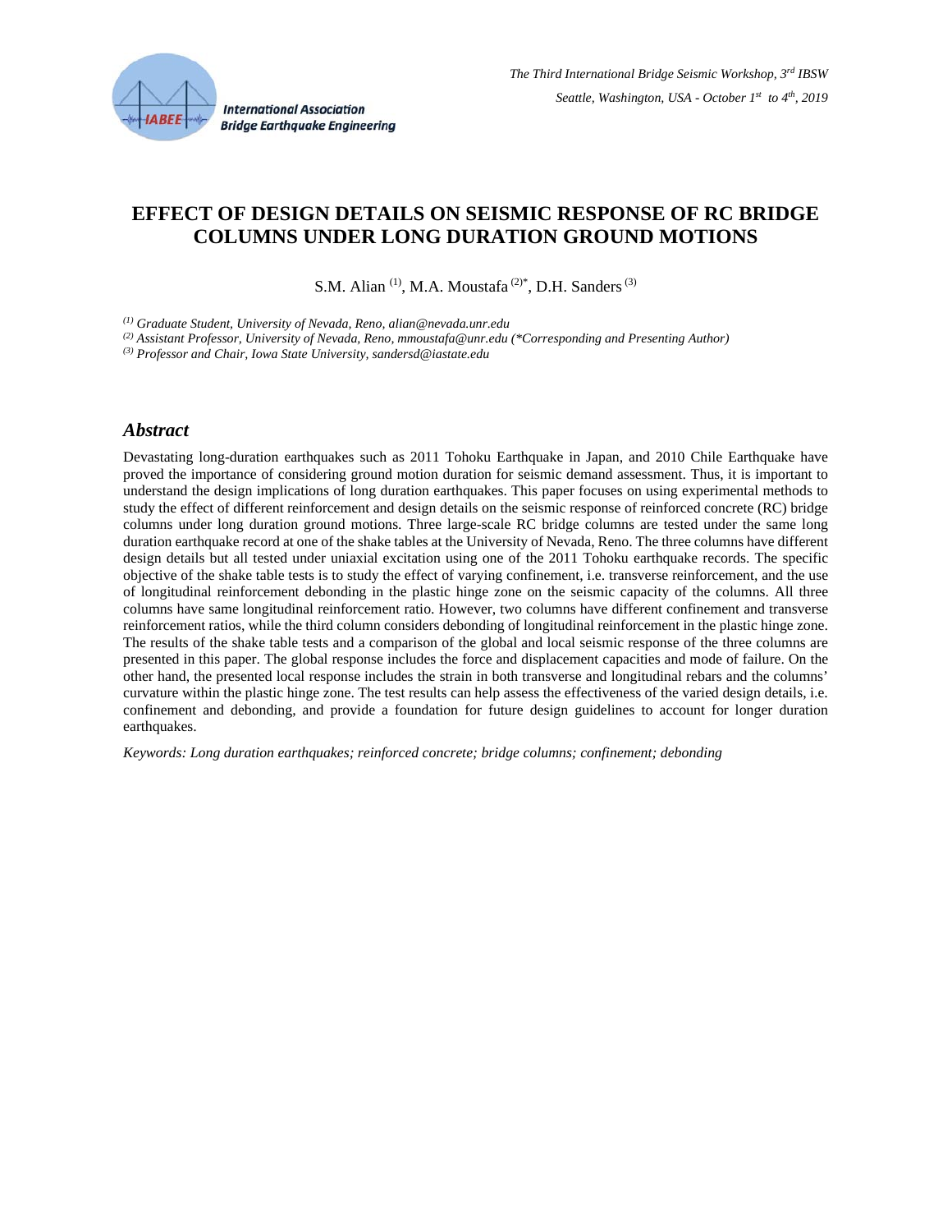# EFFECT OF DESIGN DETAILS ON SEISMIC RESPONSE OF RC BRIDGE COLUMNS UNDER LONG DURATION GROUND MOTIONS

S.M. Alian [(1)], M.A. Moustafa [(2)*], D.H. Sanders [(3)]

*[(1)] Graduate Student, University of Nevada, Reno, alian@nevada.unr.edu*

*[(2)] Assistant Professor, University of Nevada, Reno, mmoustafa@unr.edu (*Corresponding and Presenting Author)*

*[(3)] Professor and Chair, Iowa State University, sandersd@iastate.edu*

## *Abstract*

Devastating long-duration earthquakes such as 2011 Tohoku Earthquake in Japan, and 2010 Chile Earthquake have proved the importance of considering ground motion duration for seismic demand assessment. Thus, it is important to understand the design implications of long duration earthquakes. This paper focuses on using experimental methods to study the effect of different reinforcement and design details on the seismic response of reinforced concrete (RC) bridge columns under long duration ground motions. Three large-scale RC bridge columns are tested under the same long duration earthquake record at one of the shake tables at the University of Nevada, Reno. The three columns have different design details but all tested under uniaxial excitation using one of the 2011 Tohoku earthquake records. The specific objective of the shake table tests is to study the effect of varying confinement, i.e. transverse reinforcement, and the use of longitudinal reinforcement debonding in the plastic hinge zone on the seismic capacity of the columns. All three columns have same longitudinal reinforcement ratio. However, two columns have different confinement and transverse reinforcement ratios, while the third column considers debonding of longitudinal reinforcement in the plastic hinge zone. The results of the shake table tests and a comparison of the global and local seismic response of the three columns are presented in this paper. The global response includes the force and displacement capacities and mode of failure. On the other hand, the presented local response includes the strain in both transverse and longitudinal rebars and the columns' curvature within the plastic hinge zone. The test results can help assess the effectiveness of the varied design details, i.e. confinement and debonding, and provide a foundation for future design guidelines to account for longer duration earthquakes.

*Keywords: Long duration earthquakes; reinforced concrete; bridge columns; confinement; debonding*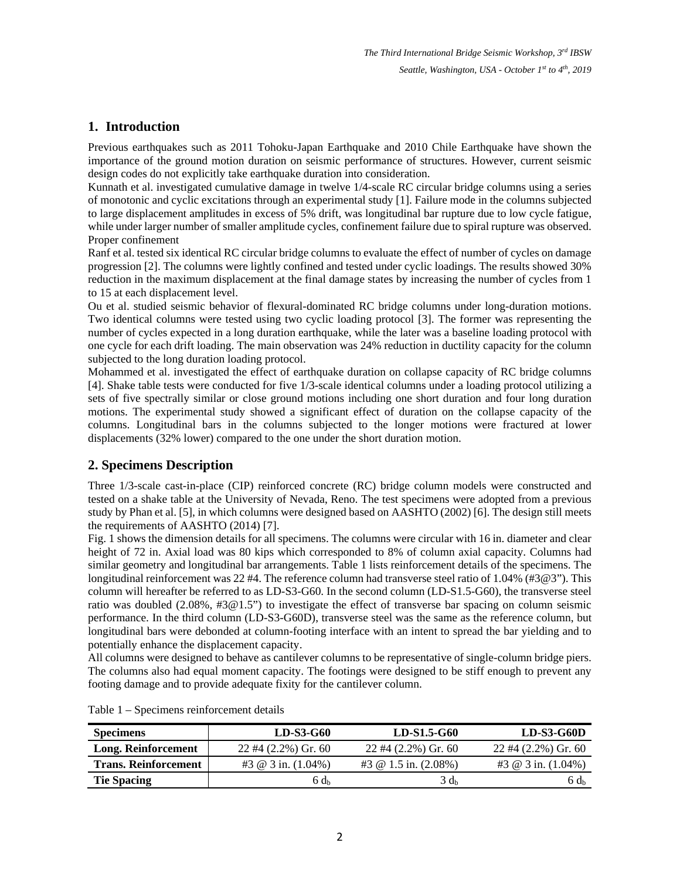## 1. Introduction

Previous earthquakes such as 2011 Tohoku-Japan Earthquake and 2010 Chile Earthquake have shown the importance of the ground motion duration on seismic performance of structures. However, current seismic design codes do not explicitly take earthquake duration into consideration.

Kunnath et al. investigated cumulative damage in twelve 1/4-scale RC circular bridge columns using a series of monotonic and cyclic excitations through an experimental study [1]. Failure mode in the columns subjected to large displacement amplitudes in excess of 5% drift, was longitudinal bar rupture due to low cycle fatigue, while under larger number of smaller amplitude cycles, confinement failure due to spiral rupture was observed. Proper confinement

Ranf et al. tested six identical RC circular bridge columns to evaluate the effect of number of cycles on damage progression [2]. The columns were lightly confined and tested under cyclic loadings. The results showed 30% reduction in the maximum displacement at the final damage states by increasing the number of cycles from 1 to 15 at each displacement level.

Ou et al. studied seismic behavior of flexural-dominated RC bridge columns under long-duration motions. Two identical columns were tested using two cyclic loading protocol [3]. The former was representing the number of cycles expected in a long duration earthquake, while the later was a baseline loading protocol with one cycle for each drift loading. The main observation was 24% reduction in ductility capacity for the column subjected to the long duration loading protocol.

Mohammed et al. investigated the effect of earthquake duration on collapse capacity of RC bridge columns [4]. Shake table tests were conducted for five 1/3-scale identical columns under a loading protocol utilizing a sets of five spectrally similar or close ground motions including one short duration and four long duration motions. The experimental study showed a significant effect of duration on the collapse capacity of the columns. Longitudinal bars in the columns subjected to the longer motions were fractured at lower displacements (32% lower) compared to the one under the short duration motion.

## 2. Specimens Description

Three 1/3-scale cast-in-place (CIP) reinforced concrete (RC) bridge column models were constructed and tested on a shake table at the University of Nevada, Reno. The test specimens were adopted from a previous study by Phan et al. [5], in which columns were designed based on AASHTO (2002) [6]. The design still meets the requirements of AASHTO (2014) [7].

Fig. 1 shows the dimension details for all specimens. The columns were circular with 16 in. diameter and clear height of 72 in. Axial load was 80 kips which corresponded to 8% of column axial capacity. Columns had similar geometry and longitudinal bar arrangements. Table 1 lists reinforcement details of the specimens. The longitudinal reinforcement was 22 #4. The reference column had transverse steel ratio of 1.04% (#3@3"). This column will hereafter be referred to as LD-S3-G60. In the second column (LD-S1.5-G60), the transverse steel ratio was doubled (2.08%, #3@1.5") to investigate the effect of transverse bar spacing on column seismic performance. In the third column (LD-S3-G60D), transverse steel was the same as the reference column, but longitudinal bars were debonded at column-footing interface with an intent to spread the bar yielding and to potentially enhance the displacement capacity.

All columns were designed to behave as cantilever columns to be representative of single-column bridge piers. The columns also had equal moment capacity. The footings were designed to be stiff enough to prevent any footing damage and to provide adequate fixity for the cantilever column.

Table 1 – Specimens reinforcement details

| Specimens | LD-S3-G60 | LD-S1.5-G60 | LD-S3-G60D |
|---|---|---|---|
| **Long. Reinforcement** | 22 #4 (2.2%) Gr. 60 | 22 #4 (2.2%) Gr. 60 | 22 #4 (2.2%) Gr. 60 |
| **Trans. Reinforcement** | #3 @ 3 in. (1.04%) | #3 @ 1.5 in. (2.08%) | #3 @ 3 in. (1.04%) |
| **Tie Spacing** | 6 $d_b$ | 3 $d_b$ | 6 $d_b$ |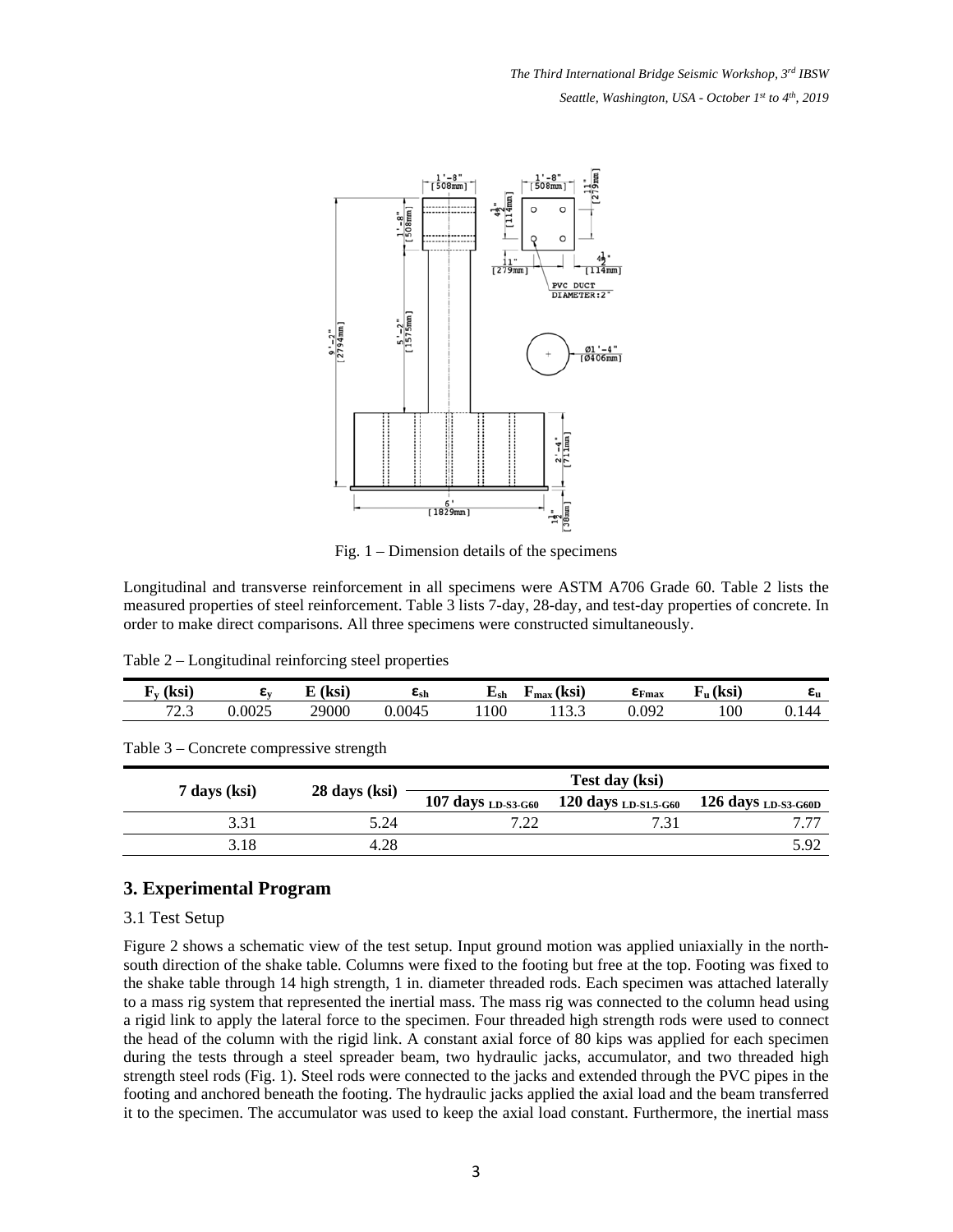Fig. 1 – Dimension details of the specimens

Longitudinal and transverse reinforcement in all specimens were ASTM A706 Grade 60. Table 2 lists the measured properties of steel reinforcement. Table 3 lists 7-day, 28-day, and test-day properties of concrete. In order to make direct comparisons. All three specimens were constructed simultaneously.

Table 2 – Longitudinal reinforcing steel properties

| $F_y$ (ksi) | $\varepsilon_y$ | E (ksi) | $\varepsilon_{sh}$ | $E_{sh}$ | $F_{max}$ (ksi) | $\varepsilon_{Fmax}$ | $F_u$ (ksi) | $\varepsilon_u$ |
|---|---|---|---|---|---|---|---|---|
| 72.3 | 0.0025 | 29000 | 0.0045 | 1100 | 113.3 | 0.092 | 100 | 0.144 |

Table 3 – Concrete compressive strength

| 7 days (ksi) | 28 days (ksi) | Test day (ksi) | | |
|---|---|---|---|---|
| | | 107 days $_{LD\text{-}S3\text{-}G60}$ | 120 days $_{LD\text{-}S1.5\text{-}G60}$ | 126 days $_{LD\text{-}S3\text{-}G60D}$ |
| 3.31 | 5.24 | 7.22 | 7.31 | 7.77 |
| 3.18 | 4.28 | | | 5.92 |

## 3. Experimental Program

### 3.1 Test Setup

Figure 2 shows a schematic view of the test setup. Input ground motion was applied uniaxially in the north-south direction of the shake table. Columns were fixed to the footing but free at the top. Footing was fixed to the shake table through 14 high strength, 1 in. diameter threaded rods. Each specimen was attached laterally to a mass rig system that represented the inertial mass. The mass rig was connected to the column head using a rigid link to apply the lateral force to the specimen. Four threaded high strength rods were used to connect the head of the column with the rigid link. A constant axial force of 80 kips was applied for each specimen during the tests through a steel spreader beam, two hydraulic jacks, accumulator, and two threaded high strength steel rods (Fig. 1). Steel rods were connected to the jacks and extended through the PVC pipes in the footing and anchored beneath the footing. The hydraulic jacks applied the axial load and the beam transferred it to the specimen. The accumulator was used to keep the axial load constant. Furthermore, the inertial mass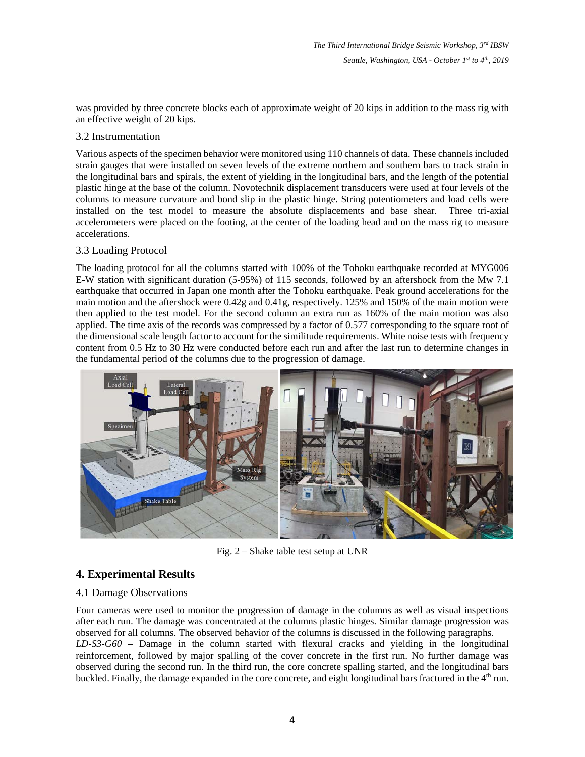was provided by three concrete blocks each of approximate weight of 20 kips in addition to the mass rig with an effective weight of 20 kips.

### 3.2 Instrumentation

Various aspects of the specimen behavior were monitored using 110 channels of data. These channels included strain gauges that were installed on seven levels of the extreme northern and southern bars to track strain in the longitudinal bars and spirals, the extent of yielding in the longitudinal bars, and the length of the potential plastic hinge at the base of the column. Novotechnik displacement transducers were used at four levels of the columns to measure curvature and bond slip in the plastic hinge. String potentiometers and load cells were installed on the test model to measure the absolute displacements and base shear. Three tri-axial accelerometers were placed on the footing, at the center of the loading head and on the mass rig to measure accelerations.

### 3.3 Loading Protocol

The loading protocol for all the columns started with 100% of the Tohoku earthquake recorded at MYG006 E-W station with significant duration (5-95%) of 115 seconds, followed by an aftershock from the Mw 7.1 earthquake that occurred in Japan one month after the Tohoku earthquake. Peak ground accelerations for the main motion and the aftershock were 0.42g and 0.41g, respectively. 125% and 150% of the main motion were then applied to the test model. For the second column an extra run as 160% of the main motion was also applied. The time axis of the records was compressed by a factor of 0.577 corresponding to the square root of the dimensional scale length factor to account for the similitude requirements. White noise tests with frequency content from 0.5 Hz to 30 Hz were conducted before each run and after the last run to determine changes in the fundamental period of the columns due to the progression of damage.

Fig. 2 – Shake table test setup at UNR

## 4. Experimental Results

### 4.1 Damage Observations

Four cameras were used to monitor the progression of damage in the columns as well as visual inspections after each run. The damage was concentrated at the columns plastic hinges. Similar damage progression was observed for all columns. The observed behavior of the columns is discussed in the following paragraphs.

*LD-S3-G60* – Damage in the column started with flexural cracks and yielding in the longitudinal reinforcement, followed by major spalling of the cover concrete in the first run. No further damage was observed during the second run. In the third run, the core concrete spalling started, and the longitudinal bars buckled. Finally, the damage expanded in the core concrete, and eight longitudinal bars fractured in the 4th run.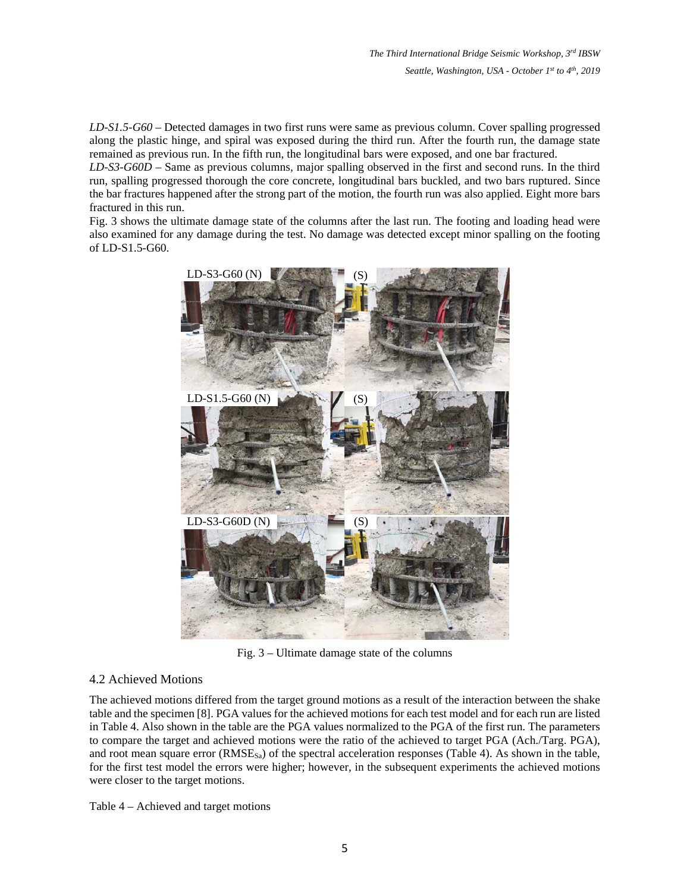*LD-S1.5-G60* – Detected damages in two first runs were same as previous column. Cover spalling progressed along the plastic hinge, and spiral was exposed during the third run. After the fourth run, the damage state remained as previous run. In the fifth run, the longitudinal bars were exposed, and one bar fractured.

*LD-S3-G60D* – Same as previous columns, major spalling observed in the first and second runs. In the third run, spalling progressed thorough the core concrete, longitudinal bars buckled, and two bars ruptured. Since the bar fractures happened after the strong part of the motion, the fourth run was also applied. Eight more bars fractured in this run.

Fig. 3 shows the ultimate damage state of the columns after the last run. The footing and loading head were also examined for any damage during the test. No damage was detected except minor spalling on the footing of LD-S1.5-G60.

Fig. 3 – Ultimate damage state of the columns

## 4.2 Achieved Motions

The achieved motions differed from the target ground motions as a result of the interaction between the shake table and the specimen [8]. PGA values for the achieved motions for each test model and for each run are listed in Table 4. Also shown in the table are the PGA values normalized to the PGA of the first run. The parameters to compare the target and achieved motions were the ratio of the achieved to target PGA (Ach./Targ. PGA), and root mean square error ($RMSE_{Sa}$) of the spectral acceleration responses (Table 4). As shown in the table, for the first test model the errors were higher; however, in the subsequent experiments the achieved motions were closer to the target motions.

Table 4 – Achieved and target motions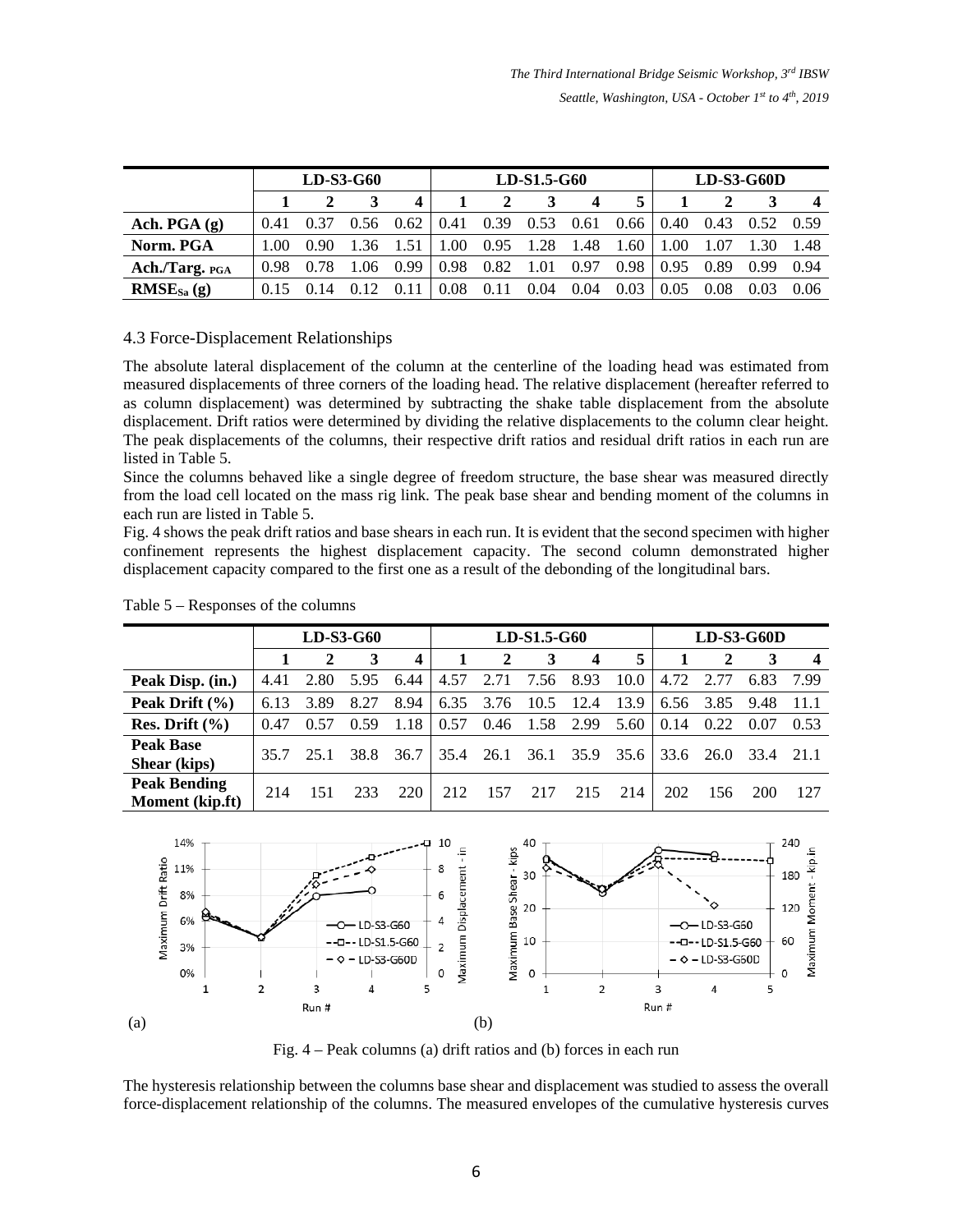|  | LD-S3-G60 |  |  |  | LD-S1.5-G60 |  |  |  |  | LD-S3-G60D |  |  |  |
|---|---|---|---|---|---|---|---|---|---|---|---|---|---|
|  | **1** | **2** | **3** | **4** | **1** | **2** | **3** | **4** | **5** | **1** | **2** | **3** | **4** |
| **Ach. PGA (g)** | 0.41 | 0.37 | 0.56 | 0.62 | 0.41 | 0.39 | 0.53 | 0.61 | 0.66 | 0.40 | 0.43 | 0.52 | 0.59 |
| **Norm. PGA** | 1.00 | 0.90 | 1.36 | 1.51 | 1.00 | 0.95 | 1.28 | 1.48 | 1.60 | 1.00 | 1.07 | 1.30 | 1.48 |
| **Ach./Targ. PGA** | 0.98 | 0.78 | 1.06 | 0.99 | 0.98 | 0.82 | 1.01 | 0.97 | 0.98 | 0.95 | 0.89 | 0.99 | 0.94 |
| **$RMSE_{Sa}$ (g)** | 0.15 | 0.14 | 0.12 | 0.11 | 0.08 | 0.11 | 0.04 | 0.04 | 0.03 | 0.05 | 0.08 | 0.03 | 0.06 |

## 4.3 Force-Displacement Relationships

The absolute lateral displacement of the column at the centerline of the loading head was estimated from measured displacements of three corners of the loading head. The relative displacement (hereafter referred to as column displacement) was determined by subtracting the shake table displacement from the absolute displacement. Drift ratios were determined by dividing the relative displacements to the column clear height. The peak displacements of the columns, their respective drift ratios and residual drift ratios in each run are listed in Table 5.

Since the columns behaved like a single degree of freedom structure, the base shear was measured directly from the load cell located on the mass rig link. The peak base shear and bending moment of the columns in each run are listed in Table 5.

Fig. 4 shows the peak drift ratios and base shears in each run. It is evident that the second specimen with higher confinement represents the highest displacement capacity. The second column demonstrated higher displacement capacity compared to the first one as a result of the debonding of the longitudinal bars.

Table 5 – Responses of the columns

|  | LD-S3-G60 |  |  |  | LD-S1.5-G60 |  |  |  |  | LD-S3-G60D |  |  |  |
|---|---|---|---|---|---|---|---|---|---|---|---|---|---|
|  | **1** | **2** | **3** | **4** | **1** | **2** | **3** | **4** | **5** | **1** | **2** | **3** | **4** |
| **Peak Disp. (in.)** | 4.41 | 2.80 | 5.95 | 6.44 | 4.57 | 2.71 | 7.56 | 8.93 | 10.0 | 4.72 | 2.77 | 6.83 | 7.99 |
| **Peak Drift (%)** | 6.13 | 3.89 | 8.27 | 8.94 | 6.35 | 3.76 | 10.5 | 12.4 | 13.9 | 6.56 | 3.85 | 9.48 | 11.1 |
| **Res. Drift (%)** | 0.47 | 0.57 | 0.59 | 1.18 | 0.57 | 0.46 | 1.58 | 2.99 | 5.60 | 0.14 | 0.22 | 0.07 | 0.53 |
| **Peak Base Shear (kips)** | 35.7 | 25.1 | 38.8 | 36.7 | 35.4 | 26.1 | 36.1 | 35.9 | 35.6 | 33.6 | 26.0 | 33.4 | 21.1 |
| **Peak Bending Moment (kip.ft)** | 214 | 151 | 233 | 220 | 212 | 157 | 217 | 215 | 214 | 202 | 156 | 200 | 127 |

(a) (b)

Fig. 4 – Peak columns (a) drift ratios and (b) forces in each run

The hysteresis relationship between the columns base shear and displacement was studied to assess the overall force-displacement relationship of the columns. The measured envelopes of the cumulative hysteresis curves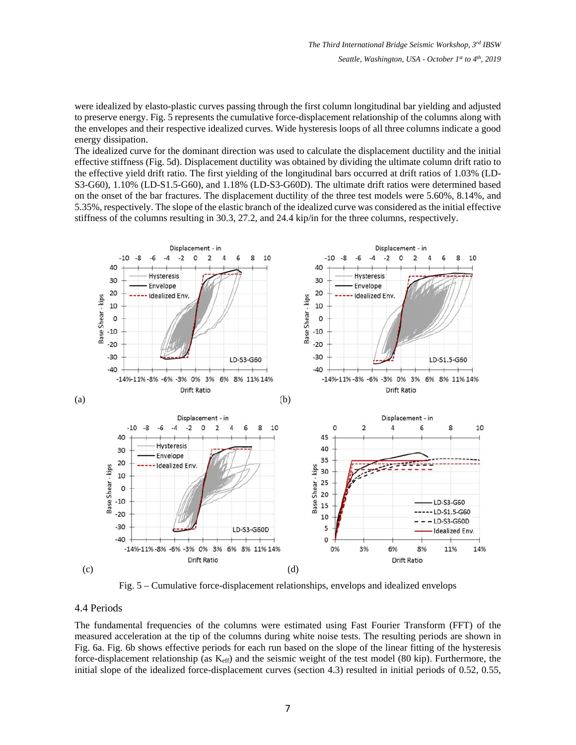were idealized by elasto-plastic curves passing through the first column longitudinal bar yielding and adjusted to preserve energy. Fig. 5 represents the cumulative force-displacement relationship of the columns along with the envelopes and their respective idealized curves. Wide hysteresis loops of all three columns indicate a good energy dissipation.

The idealized curve for the dominant direction was used to calculate the displacement ductility and the initial effective stiffness (Fig. 5d). Displacement ductility was obtained by dividing the ultimate column drift ratio to the effective yield drift ratio. The first yielding of the longitudinal bars occurred at drift ratios of 1.03% (LD-S3-G60), 1.10% (LD-S1.5-G60), and 1.18% (LD-S3-G60D). The ultimate drift ratios were determined based on the onset of the bar fractures. The displacement ductility of the three test models were 5.60%, 8.14%, and 5.35%, respectively. The slope of the elastic branch of the idealized curve was considered as the initial effective stiffness of the columns resulting in 30.3, 27.2, and 24.4 kip/in for the three columns, respectively.

Fig. 5 – Cumulative force-displacement relationships, envelops and idealized envelops

### 4.4 Periods

The fundamental frequencies of the columns were estimated using Fast Fourier Transform (FFT) of the measured acceleration at the tip of the columns during white noise tests. The resulting periods are shown in Fig. 6a. Fig. 6b shows effective periods for each run based on the slope of the linear fitting of the hysteresis force-displacement relationship (as $K_{eff}$) and the seismic weight of the test model (80 kip). Furthermore, the initial slope of the idealized force-displacement curves (section 4.3) resulted in initial periods of 0.52, 0.55,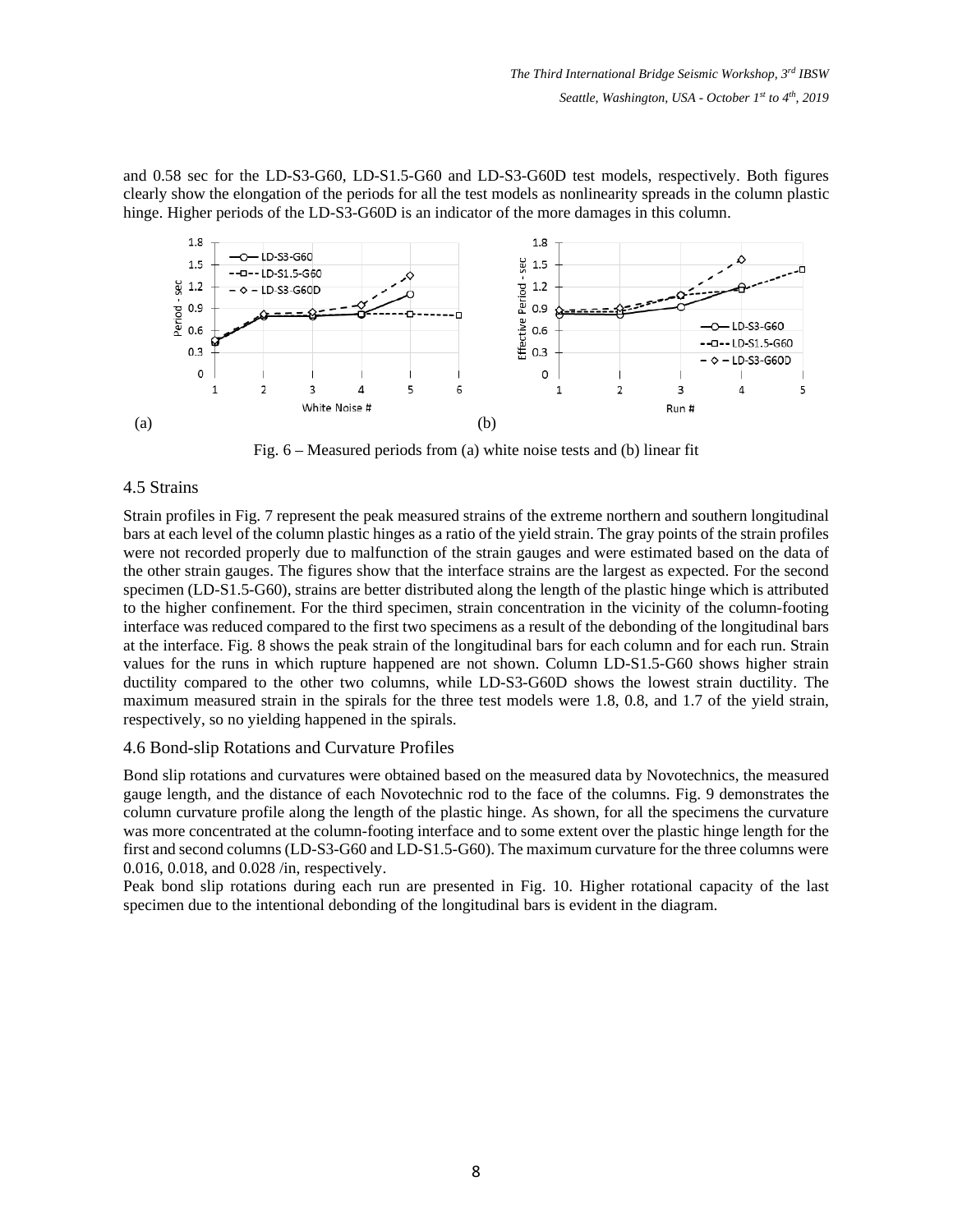and 0.58 sec for the LD-S3-G60, LD-S1.5-G60 and LD-S3-G60D test models, respectively. Both figures clearly show the elongation of the periods for all the test models as nonlinearity spreads in the column plastic hinge. Higher periods of the LD-S3-G60D is an indicator of the more damages in this column.

(a) (b)

Fig. 6 – Measured periods from (a) white noise tests and (b) linear fit

### 4.5 Strains

Strain profiles in Fig. 7 represent the peak measured strains of the extreme northern and southern longitudinal bars at each level of the column plastic hinges as a ratio of the yield strain. The gray points of the strain profiles were not recorded properly due to malfunction of the strain gauges and were estimated based on the data of the other strain gauges. The figures show that the interface strains are the largest as expected. For the second specimen (LD-S1.5-G60), strains are better distributed along the length of the plastic hinge which is attributed to the higher confinement. For the third specimen, strain concentration in the vicinity of the column-footing interface was reduced compared to the first two specimens as a result of the debonding of the longitudinal bars at the interface. Fig. 8 shows the peak strain of the longitudinal bars for each column and for each run. Strain values for the runs in which rupture happened are not shown. Column LD-S1.5-G60 shows higher strain ductility compared to the other two columns, while LD-S3-G60D shows the lowest strain ductility. The maximum measured strain in the spirals for the three test models were 1.8, 0.8, and 1.7 of the yield strain, respectively, so no yielding happened in the spirals.

### 4.6 Bond-slip Rotations and Curvature Profiles

Bond slip rotations and curvatures were obtained based on the measured data by Novotechnics, the measured gauge length, and the distance of each Novotechnic rod to the face of the columns. Fig. 9 demonstrates the column curvature profile along the length of the plastic hinge. As shown, for all the specimens the curvature was more concentrated at the column-footing interface and to some extent over the plastic hinge length for the first and second columns (LD-S3-G60 and LD-S1.5-G60). The maximum curvature for the three columns were 0.016, 0.018, and 0.028 /in, respectively.

Peak bond slip rotations during each run are presented in Fig. 10. Higher rotational capacity of the last specimen due to the intentional debonding of the longitudinal bars is evident in the diagram.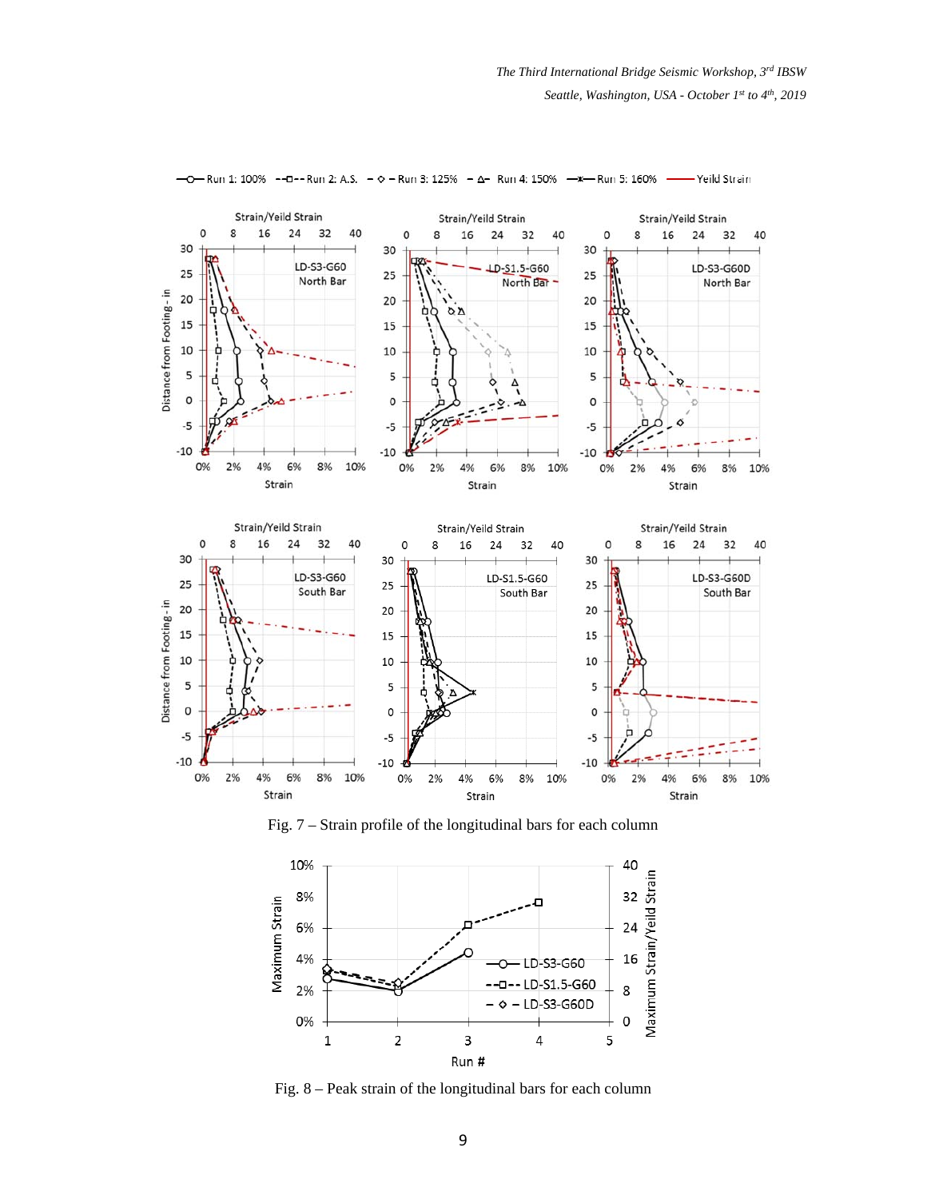Fig. 7 – Strain profile of the longitudinal bars for each column

Fig. 8 – Peak strain of the longitudinal bars for each column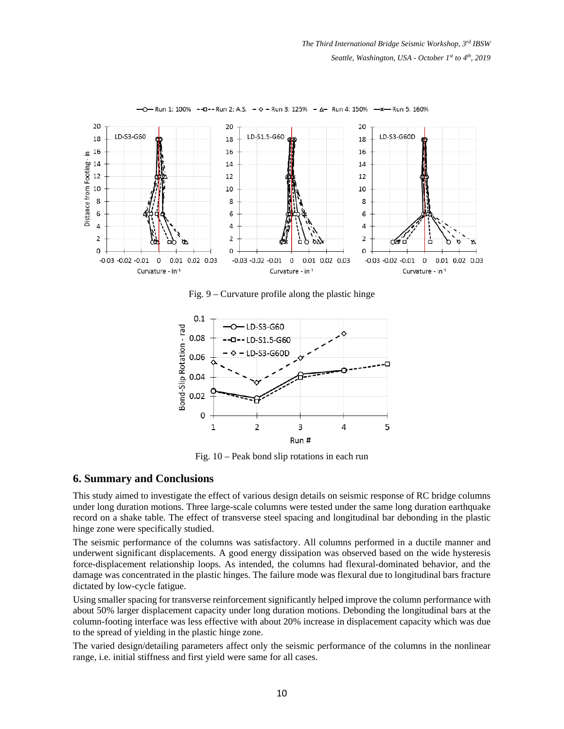Fig. 9 – Curvature profile along the plastic hinge

Fig. 10 – Peak bond slip rotations in each run

## 6. Summary and Conclusions

This study aimed to investigate the effect of various design details on seismic response of RC bridge columns under long duration motions. Three large-scale columns were tested under the same long duration earthquake record on a shake table. The effect of transverse steel spacing and longitudinal bar debonding in the plastic hinge zone were specifically studied.

The seismic performance of the columns was satisfactory. All columns performed in a ductile manner and underwent significant displacements. A good energy dissipation was observed based on the wide hysteresis force-displacement relationship loops. As intended, the columns had flexural-dominated behavior, and the damage was concentrated in the plastic hinges. The failure mode was flexural due to longitudinal bars fracture dictated by low-cycle fatigue.

Using smaller spacing for transverse reinforcement significantly helped improve the column performance with about 50% larger displacement capacity under long duration motions. Debonding the longitudinal bars at the column-footing interface was less effective with about 20% increase in displacement capacity which was due to the spread of yielding in the plastic hinge zone.

The varied design/detailing parameters affect only the seismic performance of the columns in the nonlinear range, i.e. initial stiffness and first yield were same for all cases.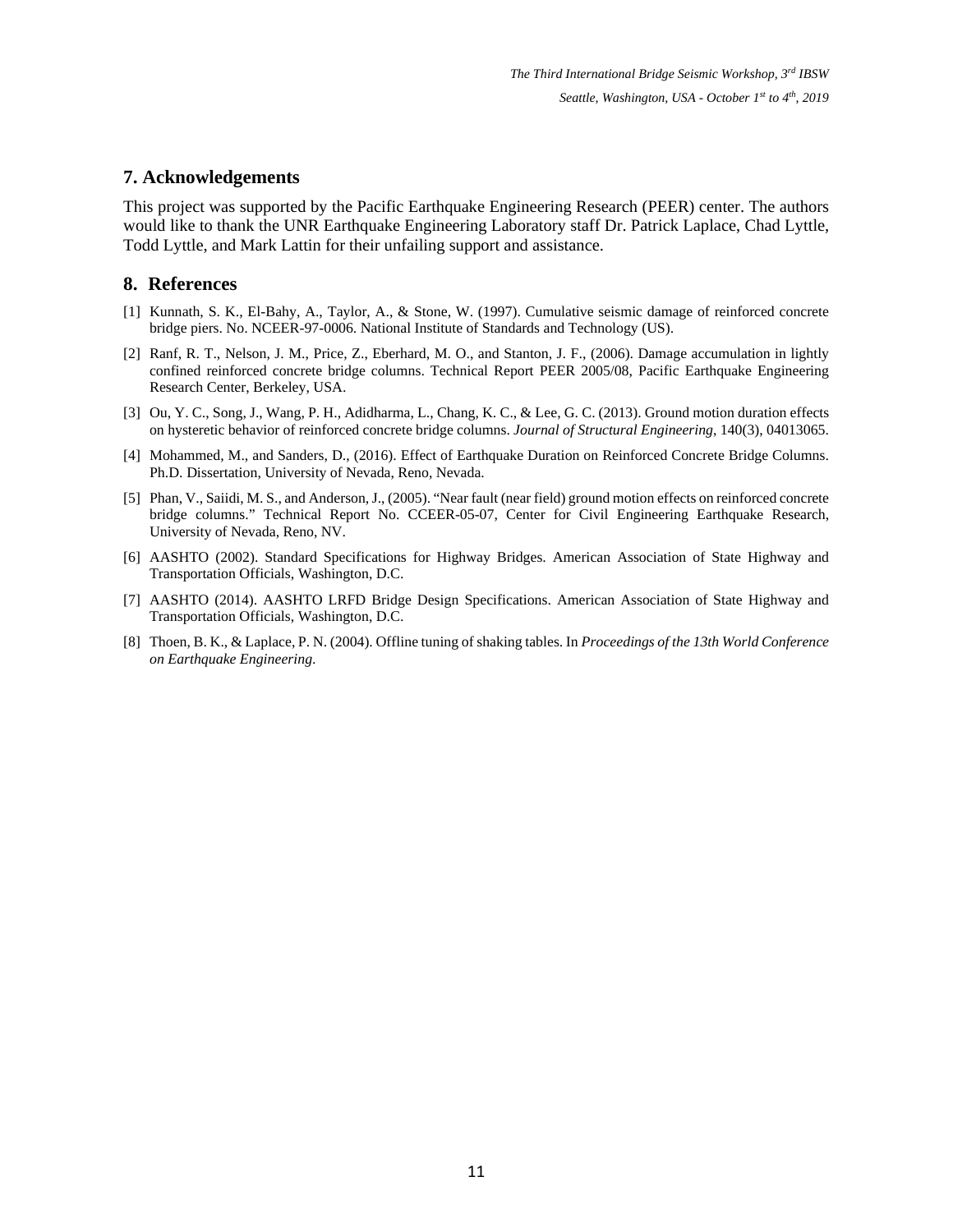## 7. Acknowledgements

This project was supported by the Pacific Earthquake Engineering Research (PEER) center. The authors would like to thank the UNR Earthquake Engineering Laboratory staff Dr. Patrick Laplace, Chad Lyttle, Todd Lyttle, and Mark Lattin for their unfailing support and assistance.

## 8. References

[1] Kunnath, S. K., El-Bahy, A., Taylor, A., & Stone, W. (1997). Cumulative seismic damage of reinforced concrete bridge piers. No. NCEER-97-0006. National Institute of Standards and Technology (US).

[2] Ranf, R. T., Nelson, J. M., Price, Z., Eberhard, M. O., and Stanton, J. F., (2006). Damage accumulation in lightly confined reinforced concrete bridge columns. Technical Report PEER 2005/08, Pacific Earthquake Engineering Research Center, Berkeley, USA.

[3] Ou, Y. C., Song, J., Wang, P. H., Adidharma, L., Chang, K. C., & Lee, G. C. (2013). Ground motion duration effects on hysteretic behavior of reinforced concrete bridge columns. *Journal of Structural Engineering*, 140(3), 04013065.

[4] Mohammed, M., and Sanders, D., (2016). Effect of Earthquake Duration on Reinforced Concrete Bridge Columns. Ph.D. Dissertation, University of Nevada, Reno, Nevada.

[5] Phan, V., Saiidi, M. S., and Anderson, J., (2005). "Near fault (near field) ground motion effects on reinforced concrete bridge columns." Technical Report No. CCEER-05-07, Center for Civil Engineering Earthquake Research, University of Nevada, Reno, NV.

[6] AASHTO (2002). Standard Specifications for Highway Bridges. American Association of State Highway and Transportation Officials, Washington, D.C.

[7] AASHTO (2014). AASHTO LRFD Bridge Design Specifications. American Association of State Highway and Transportation Officials, Washington, D.C.

[8] Thoen, B. K., & Laplace, P. N. (2004). Offline tuning of shaking tables. In *Proceedings of the 13th World Conference on Earthquake Engineering*.